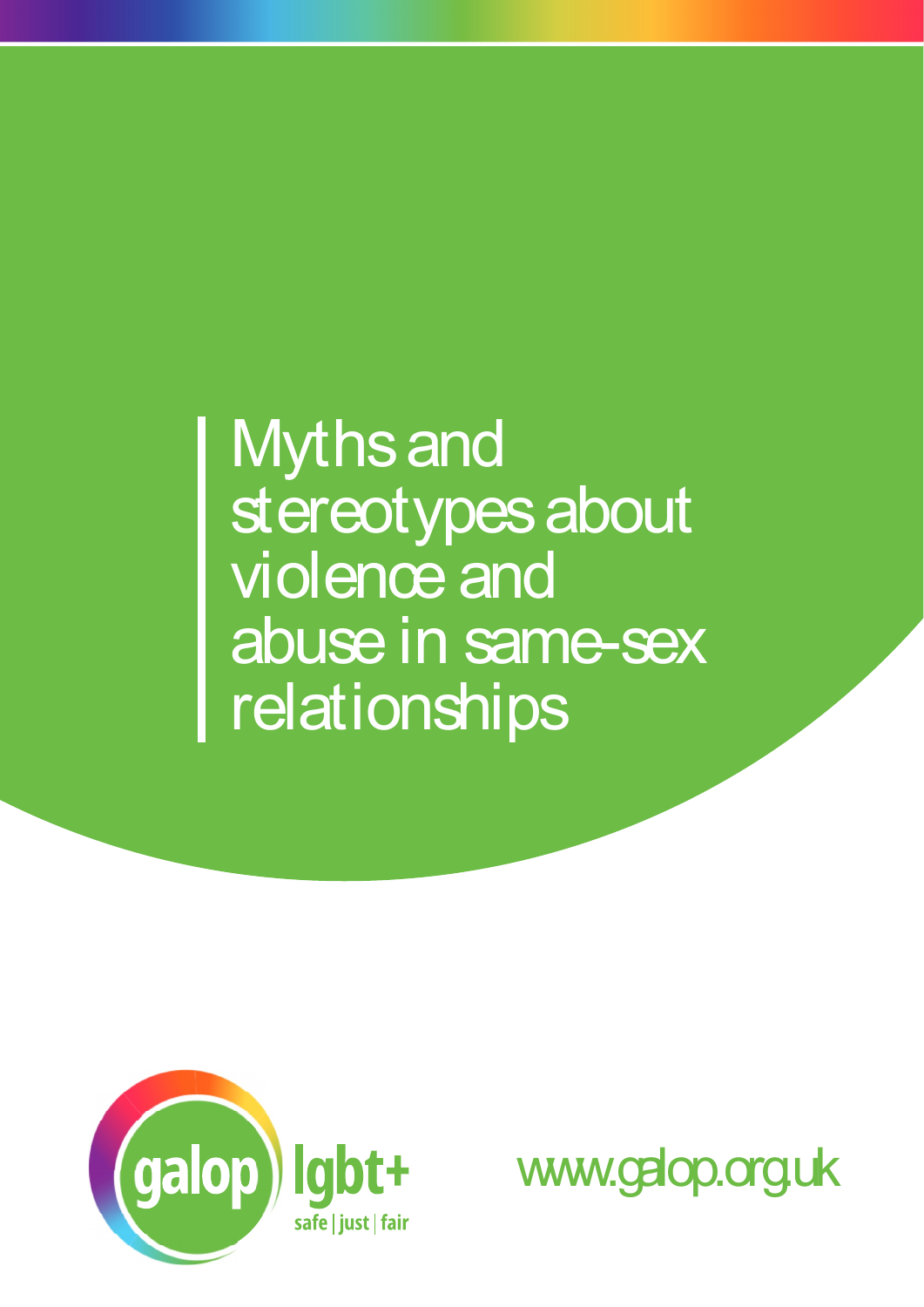# Myths and stereotypes about violence and abuse in same-sex relationships

galop lgbt+

safe | just | fair

www.galop.org.uk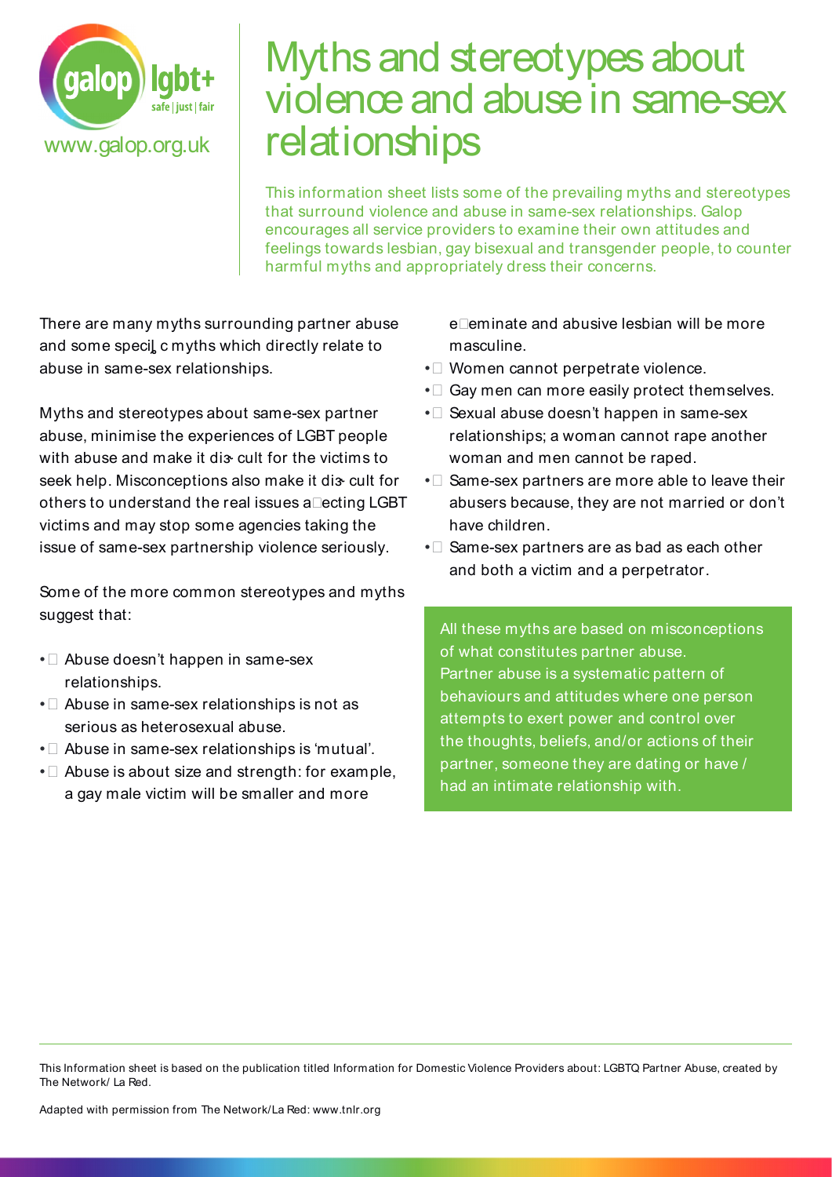# Myths and stereotypes about violence and abuse in same-sex relationships

This information sheet lists some of the prevailing myths and stereotypes that surround violence and abuse in same-sex relationships. Galop encourages all service providers to examine their own attitudes and feelings towards lesbian, gay bisexual and transgender people, to counter harmful myths and appropriately dress their concerns.

There are many myths surrounding partner abuse and some specific myths which directly relate to abuse in same-sex relationships.

Myths and stereotypes about same-sex partner abuse, minimise the experiences of LGBT people with abuse and make it difficult for the victims to seek help. Misconceptions also make it difficult for others to understand the real issues affecting LGBT victims and may stop some agencies taking the issue of same-sex partnership violence seriously.

Some of the more common stereotypes and myths suggest that:

- Abuse doesn't happen in same-sex relationships.
- Abuse in same-sex relationships is not as serious as heterosexual abuse.
- Abuse in same-sex relationships is 'mutual'.
- Abuse is about size and strength: for example, a gay male victim will be smaller and more effeminate and abusive lesbian will be more masculine.
- Women cannot perpetrate violence.
- Gay men can more easily protect themselves.
- Sexual abuse doesn't happen in same-sex relationships; a woman cannot rape another woman and men cannot be raped.
- Same-sex partners are more able to leave their abusers because, they are not married or don't have children.
- Same-sex partners are as bad as each other and both a victim and a perpetrator.

All these myths are based on misconceptions of what constitutes partner abuse. Partner abuse is a systematic pattern of behaviours and attitudes where one person attempts to exert power and control over the thoughts, beliefs, and/or actions of their partner, someone they are dating or have / had an intimate relationship with.

This Information sheet is based on the publication titled Information for Domestic Violence Providers about: LGBTQ Partner Abuse, created by The Network/ La Red.

Adapted with permission from The Network/La Red: www.tnlr.org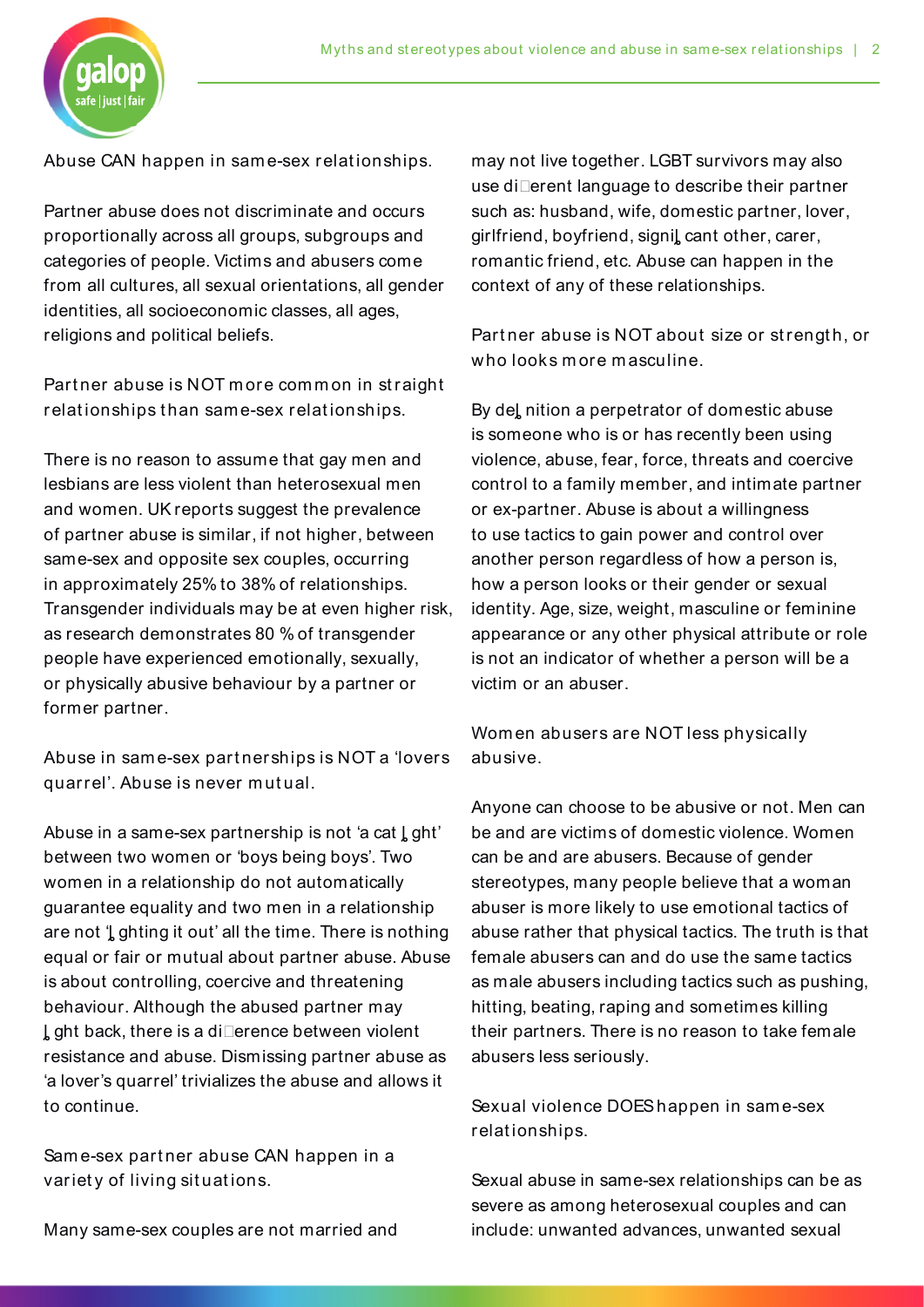## Abuse CAN happen in same-sex relationships.

Partner abuse does not discriminate and occurs proportionally across all groups, subgroups and categories of people. Victims and abusers come from all cultures, all sexual orientations, all gender identities, all socioeconomic classes, all ages, religions and political beliefs.

## Partner abuse is NOT more common in straight relationships than same-sex relationships.

There is no reason to assume that gay men and lesbians are less violent than heterosexual men and women. UK reports suggest the prevalence of partner abuse is similar, if not higher, between same-sex and opposite sex couples, occurring in approximately 25% to 38% of relationships. Transgender individuals may be at even higher risk, as research demonstrates 80 % of transgender people have experienced emotionally, sexually, or physically abusive behaviour by a partner or former partner.

## Abuse in same-sex partnerships is NOT a 'lovers quarrel'. Abuse is never mutual.

Abuse in a same-sex partnership is not 'a cat fight' between two women or 'boys being boys'. Two women in a relationship do not automatically guarantee equality and two men in a relationship are not 'fighting it out' all the time. There is nothing equal or fair or mutual about partner abuse. Abuse is about controlling, coercive and threatening behaviour. Although the abused partner may fight back, there is a difference between violent resistance and abuse. Dismissing partner abuse as 'a lover's quarrel' trivializes the abuse and allows it to continue.

## Same-sex partner abuse CAN happen in a variety of living situations.

Many same-sex couples are not married and may not live together. LGBT survivors may also use different language to describe their partner such as: husband, wife, domestic partner, lover, girlfriend, boyfriend, significant other, carer, romantic friend, etc. Abuse can happen in the context of any of these relationships.

## Partner abuse is NOT about size or strength, or who looks more masculine.

By definition a perpetrator of domestic abuse is someone who is or has recently been using violence, abuse, fear, force, threats and coercive control to a family member, and intimate partner or ex-partner. Abuse is about a willingness to use tactics to gain power and control over another person regardless of how a person is, how a person looks or their gender or sexual identity. Age, size, weight, masculine or feminine appearance or any other physical attribute or role is not an indicator of whether a person will be a victim or an abuser.

## Women abusers are NOT less physically abusive.

Anyone can choose to be abusive or not. Men can be and are victims of domestic violence. Women can be and are abusers. Because of gender stereotypes, many people believe that a woman abuser is more likely to use emotional tactics of abuse rather that physical tactics. The truth is that female abusers can and do use the same tactics as male abusers including tactics such as pushing, hitting, beating, raping and sometimes killing their partners. There is no reason to take female abusers less seriously.

## Sexual violence DOES happen in same-sex relationships.

Sexual abuse in same-sex relationships can be as severe as among heterosexual couples and can include: unwanted advances, unwanted sexual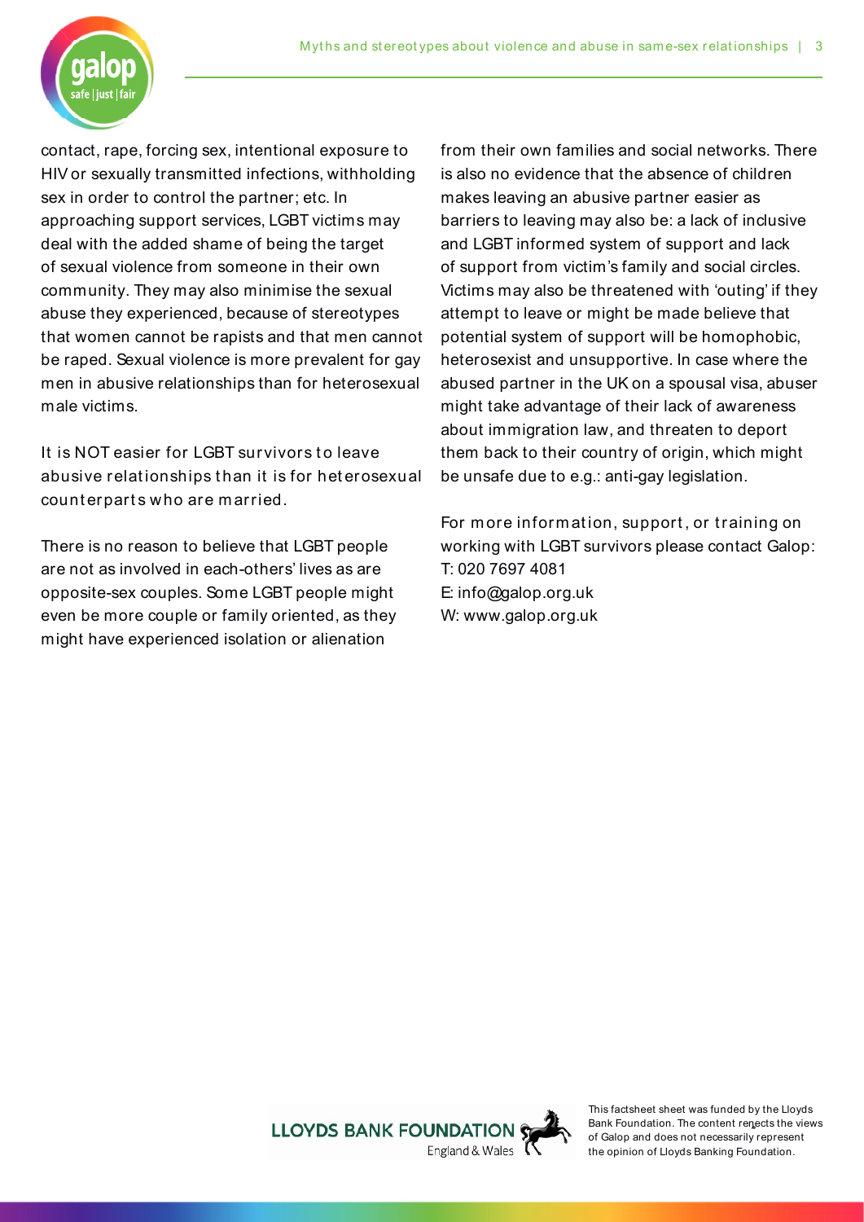contact, rape, forcing sex, intentional exposure to HIV or sexually transmitted infections, withholding sex in order to control the partner; etc. In approaching support services, LGBT victims may deal with the added shame of being the target of sexual violence from someone in their own community. They may also minimise the sexual abuse they experienced, because of stereotypes that women cannot be rapists and that men cannot be raped. Sexual violence is more prevalent for gay men in abusive relationships than for heterosexual male victims.

It is NOT easier for LGBT survivors to leave abusive relationships than it is for heterosexual counterparts who are married.

There is no reason to believe that LGBT people are not as involved in each-others' lives as are opposite-sex couples. Some LGBT people might even be more couple or family oriented, as they might have experienced isolation or alienation from their own families and social networks. There is also no evidence that the absence of children makes leaving an abusive partner easier as barriers to leaving may also be: a lack of inclusive and LGBT informed system of support and lack of support from victim's family and social circles. Victims may also be threatened with 'outing' if they attempt to leave or might be made believe that potential system of support will be homophobic, heterosexist and unsupportive. In case where the abused partner in the UK on a spousal visa, abuser might take advantage of their lack of awareness about immigration law, and threaten to deport them back to their country of origin, which might be unsafe due to e.g.: anti-gay legislation.

For more information, support, or training on working with LGBT survivors please contact Galop:
T: 020 7697 4081
E: info@galop.org.uk
W: www.galop.org.uk

LLOYDS BANK FOUNDATION England & Wales

This factsheet sheet was funded by the Lloyds Bank Foundation. The content reflects the views of Galop and does not necessarily represent the opinion of Lloyds Banking Foundation.